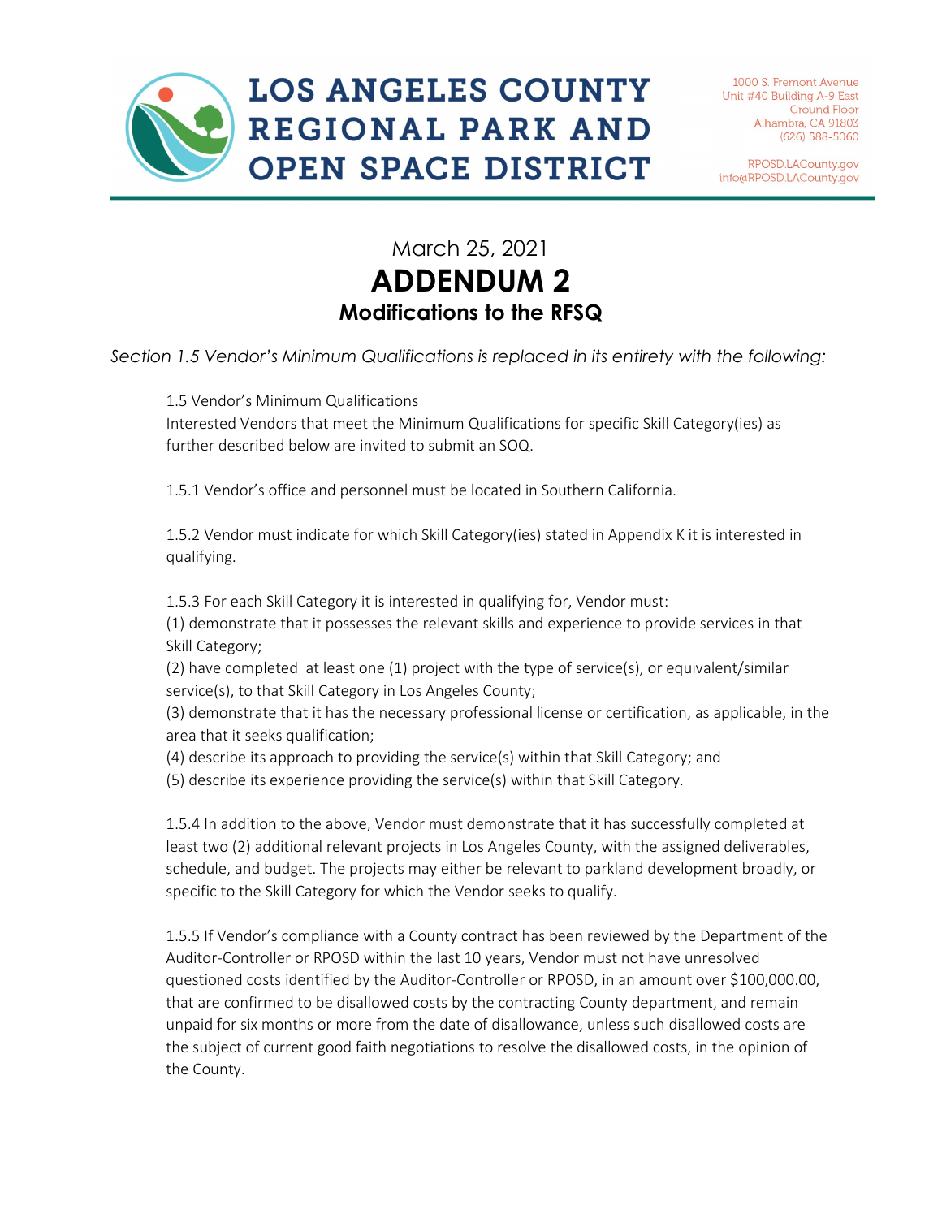# LOS ANGELES COUNTY REGIONAL PARK AND OPEN SPACE DISTRICT

1000 S. Fremont Avenue
Unit #40 Building A-9 East
Ground Floor
Alhambra, CA 91803
(626) 588-5060

RPOSD.LACounty.gov
info@RPOSD.LACounty.gov

March 25, 2021

# ADDENDUM 2

## Modifications to the RFSQ

*Section 1.5 Vendor's Minimum Qualifications is replaced in its entirety with the following:*

1.5 Vendor's Minimum Qualifications
Interested Vendors that meet the Minimum Qualifications for specific Skill Category(ies) as further described below are invited to submit an SOQ.

1.5.1 Vendor's office and personnel must be located in Southern California.

1.5.2 Vendor must indicate for which Skill Category(ies) stated in Appendix K it is interested in qualifying.

1.5.3 For each Skill Category it is interested in qualifying for, Vendor must:
(1) demonstrate that it possesses the relevant skills and experience to provide services in that Skill Category;
(2) have completed at least one (1) project with the type of service(s), or equivalent/similar service(s), to that Skill Category in Los Angeles County;
(3) demonstrate that it has the necessary professional license or certification, as applicable, in the area that it seeks qualification;
(4) describe its approach to providing the service(s) within that Skill Category; and
(5) describe its experience providing the service(s) within that Skill Category.

1.5.4 In addition to the above, Vendor must demonstrate that it has successfully completed at least two (2) additional relevant projects in Los Angeles County, with the assigned deliverables, schedule, and budget. The projects may either be relevant to parkland development broadly, or specific to the Skill Category for which the Vendor seeks to qualify.

1.5.5 If Vendor's compliance with a County contract has been reviewed by the Department of the Auditor-Controller or RPOSD within the last 10 years, Vendor must not have unresolved questioned costs identified by the Auditor-Controller or RPOSD, in an amount over $100,000.00, that are confirmed to be disallowed costs by the contracting County department, and remain unpaid for six months or more from the date of disallowance, unless such disallowed costs are the subject of current good faith negotiations to resolve the disallowed costs, in the opinion of the County.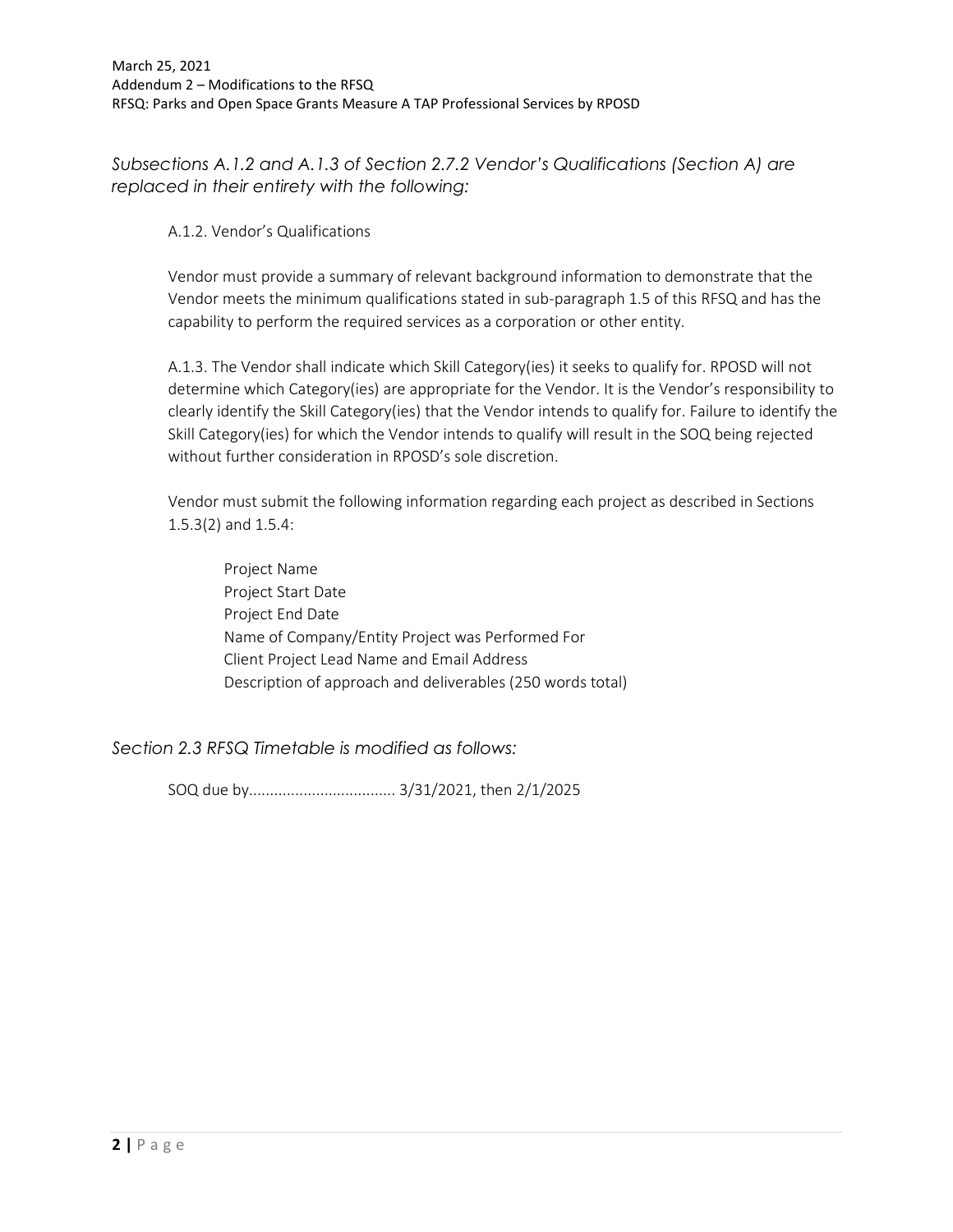*Subsections A.1.2 and A.1.3 of Section 2.7.2 Vendor's Qualifications (Section A) are replaced in their entirety with the following:*

A.1.2. Vendor's Qualifications

Vendor must provide a summary of relevant background information to demonstrate that the Vendor meets the minimum qualifications stated in sub-paragraph 1.5 of this RFSQ and has the capability to perform the required services as a corporation or other entity.

A.1.3. The Vendor shall indicate which Skill Category(ies) it seeks to qualify for. RPOSD will not determine which Category(ies) are appropriate for the Vendor. It is the Vendor's responsibility to clearly identify the Skill Category(ies) that the Vendor intends to qualify for. Failure to identify the Skill Category(ies) for which the Vendor intends to qualify will result in the SOQ being rejected without further consideration in RPOSD's sole discretion.

Vendor must submit the following information regarding each project as described in Sections 1.5.3(2) and 1.5.4:

Project Name
Project Start Date
Project End Date
Name of Company/Entity Project was Performed For
Client Project Lead Name and Email Address
Description of approach and deliverables (250 words total)

*Section 2.3 RFSQ Timetable is modified as follows:*

SOQ due by.................................. 3/31/2021, then 2/1/2025